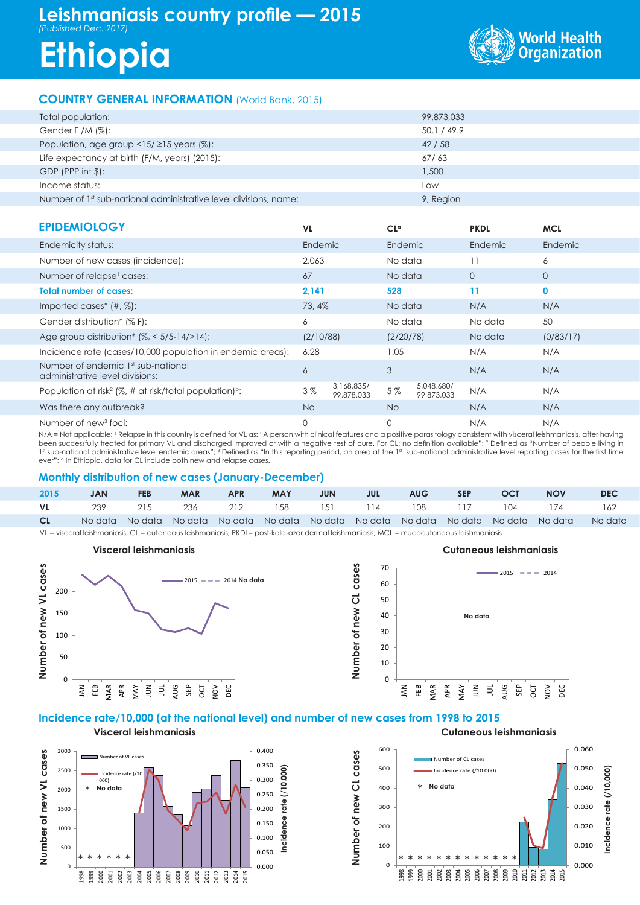# Leishmaniasis country profile — 2015

*(Published Dec. 2017)*

# Ethiopia

World Health Organization

## COUNTRY GENERAL INFORMATION (World Bank, 2015)

| | |
|---|---|
| Total population: | 99,873,033 |
| Gender F /M (%): | 50.1 / 49.9 |
| Population, age group <15/ ≥15 years (%): | 42 / 58 |
| Life expectancy at birth (F/M, years) (2015): | 67/ 63 |
| GDP (PPP int $): | 1,500 |
| Income status: | Low |
| Number of 1st sub-national administrative level divisions, name: | 9, Region |

## EPIDEMIOLOGY

| | VL | | CL[a] | | PKDL | MCL |
|---|---|---|---|---|---|---|
| Endemicity status: | Endemic | | Endemic | | Endemic | Endemic |
| Number of new cases (incidence): | 2,063 | | No data | | 11 | 6 |
| Number of relapse[1] cases: | 67 | | No data | | 0 | 0 |
| **Total number of cases:** | **2,141** | | **528** | | **11** | **0** |
| Imported cases* (#, %): | 73, 4% | | No data | | N/A | N/A |
| Gender distribution* (% F): | 6 | | No data | | No data | 50 |
| Age group distribution* (%, < 5/5-14/>14): | (2/10/88) | | (2/20/78) | | No data | (0/83/17) |
| Incidence rate (cases/10,000 population in endemic areas): | 6.28 | | 1.05 | | N/A | N/A |
| Number of endemic 1st sub-national administrative level divisions: | 6 | | 3 | | N/A | N/A |
| Population at risk[2] (%, # at risk/total population)[b]: | 3 % | 3,168,835/ 99,878,033 | 5 % | 5,048,680/ 99,873,033 | N/A | N/A |
| Was there any outbreak? | No | | No | | N/A | N/A |
| Number of new[3] foci: | 0 | | 0 | | N/A | N/A |

N/A = Not applicable; [1] Relapse in this country is defined for VL as: "A person with clinical features and a positive parasitology consistent with visceral leishmaniasis, after having been successfully treated for primary VL and discharged improved or with a negative test of cure. For CL: no definition available"; [2] Defined as "Number of people living in 1st sub-national administrative level endemic areas"; [3] Defined as "In this reporting period, an area at the 1st sub-national administrative level reporting cases for the first time ever"; [a] In Ethiopia, data for CL include both new and relapse cases.

## Monthly distribution of new cases (January-December)

| 2015 | JAN | FEB | MAR | APR | MAY | JUN | JUL | AUG | SEP | OCT | NOV | DEC |
|---|---|---|---|---|---|---|---|---|---|---|---|---|
| VL | 239 | 215 | 236 | 212 | 158 | 151 | 114 | 108 | 117 | 104 | 174 | 162 |
| CL | No data | No data | No data | No data | No data | No data | No data | No data | No data | No data | No data | No data |

VL = visceral leishmaniasis; CL = cutaneous leishmaniasis; PKDL= post-kala-azar dermal leishmaniasis; MCL = mucocutaneous leishmaniasis

**Visceral leishmaniasis** — Number of new VL cases (2015; 2014 No data)

**Cutaneous leishmaniasis** — Number of new CL cases (2015; 2014) — No data

## Incidence rate/10,000 (at the national level) and number of new cases from 1998 to 2015

**Visceral leishmaniasis** — Number of VL cases; Incidence rate (/10 000); * No data

**Cutaneous leishmaniasis** — Number of CL cases; Incidence rate (/10 000); * No data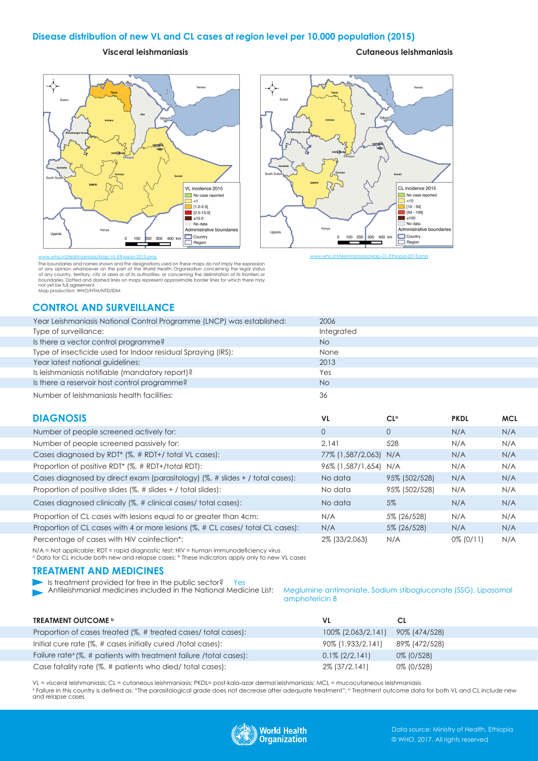## Disease distribution of new VL and CL cases at region level per 10,000 population (2015)

**Visceral leishmaniasis**

Eritrea
Yemen
Sudan
Tigray
Afar
Amhara
Djibouti
Beneshangul Gumu
Dire Dawa
Harari
Addis Ababa
Ethiopia
Gambella
Oromiya
South Sudan
SNNPR
Somali
Kenya
Uganda
VL incidence 2015
No case reported
<1
[1.0-2.5[
[2.5-10.0[
≥10.0
No data
Administrative boundaries
Country
Region
0 100 200 300 400 km

www.who.int/leishmaniasis/Map-VL-Ethiopia-2015.png

**Cutaneous leishmaniasis**

Eritrea
Yemen
Sudan
Tigray
Afar
Amhara
Djibouti
Beneshangul Gumu
Dire Dawa
Harari
Addis Ababa
Ethiopia
Gambella
Oromiya
South Sudan
SNNPR
Somali
Kenya
Uganda
CL incidence 2015
No case reported
<10
[10 - 50[
[50 - 100[
≥100
No data
Administrative boundaries
Country
Region
0 100 200 300 400 km

www.who.int/leishmaniasis/Map-CL-Ethiopia-2015.png

The boundaries and names shown and the designations used on these maps do not imply the expression of any opinion whatsoever on the part of the World Health Organization concerning the legal status of any country, territory, city or area or of its authorities, or concerning the delimitation of its frontiers or boundaries. Dotted and dashed lines on maps represent approximate border lines for which there may not yet be full agreement.
Map production: WHO/HTM/NTD/IDM

## CONTROL AND SURVEILLANCE

| | |
|---|---|
| Year Leishmaniasis National Control Programme (LNCP) was established: | 2006 |
| Type of surveillance: | Integrated |
| Is there a vector control programme? | No |
| Type of insecticide used for Indoor residual Spraying (IRS): | None |
| Year latest national guidelines: | 2013 |
| Is leishmaniasis notifiable (mandatory report)? | Yes |
| Is there a reservoir host control programme? | No |
| Number of leishmaniasis health facilities: | 36 |

## DIAGNOSIS

| | VL | CL[a] | PKDL | MCL |
|---|---|---|---|---|
| Number of people screened actively for: | 0 | 0 | N/A | N/A |
| Number of people screened passively for: | 2,141 | 528 | N/A | N/A |
| Cases diagnosed by RDT* (%, # RDT+/ total VL cases): | 77% (1,587/2,063) | N/A | N/A | N/A |
| Proportion of positive RDT* (%, # RDT+/total RDT): | 96% (1,587/1,654) | N/A | N/A | N/A |
| Cases diagnosed by direct exam (parasitology) (%, # slides + / total cases): | No data | 95% (502/528) | N/A | N/A |
| Proportion of positive slides (%, # slides + / total slides): | No data | 95% (502/528) | N/A | N/A |
| Cases diagnosed clinically (%, # clinical cases/ total cases): | No data | 5% | N/A | N/A |
| Proportion of CL cases with lesions equal to or greater than 4cm: | N/A | 5% (26/528) | N/A | N/A |
| Proportion of CL cases with 4 or more lesions (%, # CL cases/ total CL cases): | N/A | 5% (26/528) | N/A | N/A |
| Percentage of cases with HIV coinfection*: | 2% (33/2,063) | N/A | 0% (0/11) | N/A |

N/A = Not applicable; RDT = rapid diagnostic test; HIV = human immunodeficiency virus
[a] Data for CL include both new and relapse cases; * These indicators apply only to new VL cases

## TREATMENT AND MEDICINES

- Is treatment provided for free in the public sector? Yes
- Antileishmanial medicines included in the National Medicine List: Meglumine antimoniate, Sodium stibogluconate (SSG), Liposomal amphotericin B

| TREATMENT OUTCOME [b] | VL | CL |
|---|---|---|
| Proportion of cases treated (%, # treated cases/ total cases): | 100% (2,063/2,141) | 90% (474/528) |
| Initial cure rate (%, # cases initially cured /total cases): | 90% (1,933/2,141) | 89% (472/528) |
| Failure rate[a] (%, # patients with treatment failure /total cases): | 0.1% (2/2,141) | 0% (0/528) |
| Case fatality rate (%, # patients who died/ total cases): | 2% (37/2,141) | 0% (0/528) |

VL = visceral leishmaniasis; CL = cutaneous leishmaniasis; PKDL= post-kala-azar dermal leishmaniasis; MCL = mucocutaneous leishmaniasis
[a] Failure in this country is defined as: "The parasitological grade does not decrease after adequate treatment"; [b] Treatment outcome data for both VL and CL include new and relapse cases

World Health Organization

Data source: Ministry of Health, Ethiopia
© WHO, 2017. All rights reserved